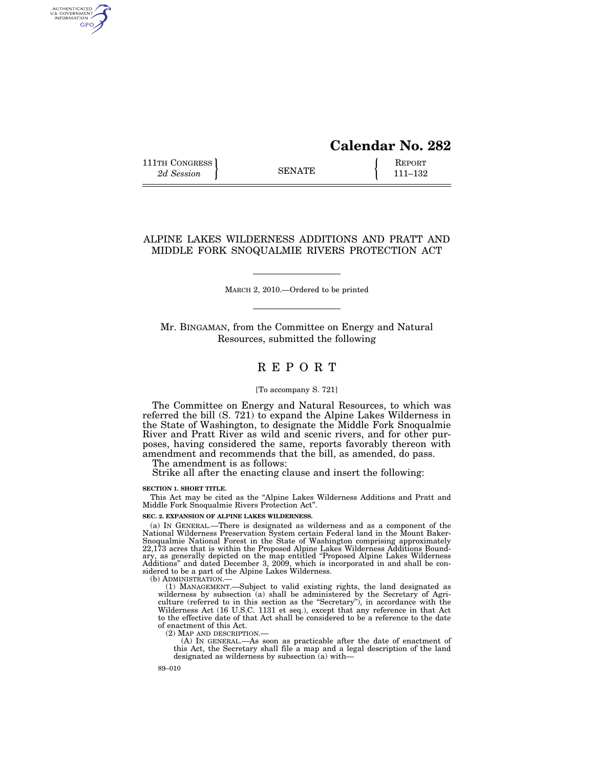# Calendar No. 282

111TH CONGRESS
*2d Session*

SENATE

REPORT
111–132

## ALPINE LAKES WILDERNESS ADDITIONS AND PRATT AND MIDDLE FORK SNOQUALMIE RIVERS PROTECTION ACT

MARCH 2, 2010.—Ordered to be printed

Mr. BINGAMAN, from the Committee on Energy and Natural Resources, submitted the following

## REPORT

[To accompany S. 721]

The Committee on Energy and Natural Resources, to which was referred the bill (S. 721) to expand the Alpine Lakes Wilderness in the State of Washington, to designate the Middle Fork Snoqualmie River and Pratt River as wild and scenic rivers, and for other purposes, having considered the same, reports favorably thereon with amendment and recommends that the bill, as amended, do pass.

The amendment is as follows:

Strike all after the enacting clause and insert the following:

**SECTION 1. SHORT TITLE.**

This Act may be cited as the "Alpine Lakes Wilderness Additions and Pratt and Middle Fork Snoqualmie Rivers Protection Act".

**SEC. 2. EXPANSION OF ALPINE LAKES WILDERNESS.**

(a) IN GENERAL.—There is designated as wilderness and as a component of the National Wilderness Preservation System certain Federal land in the Mount Baker-Snoqualmie National Forest in the State of Washington comprising approximately 22,173 acres that is within the Proposed Alpine Lakes Wilderness Additions Boundary, as generally depicted on the map entitled "Proposed Alpine Lakes Wilderness Additions" and dated December 3, 2009, which is incorporated in and shall be considered to be a part of the Alpine Lakes Wilderness.

(b) ADMINISTRATION.—

(1) MANAGEMENT.—Subject to valid existing rights, the land designated as wilderness by subsection (a) shall be administered by the Secretary of Agriculture (referred to in this section as the "Secretary"), in accordance with the Wilderness Act (16 U.S.C. 1131 et seq.), except that any reference in that Act to the effective date of that Act shall be considered to be a reference to the date of enactment of this Act.

(2) MAP AND DESCRIPTION.—

(A) IN GENERAL.—As soon as practicable after the date of enactment of this Act, the Secretary shall file a map and a legal description of the land designated as wilderness by subsection (a) with—

89–010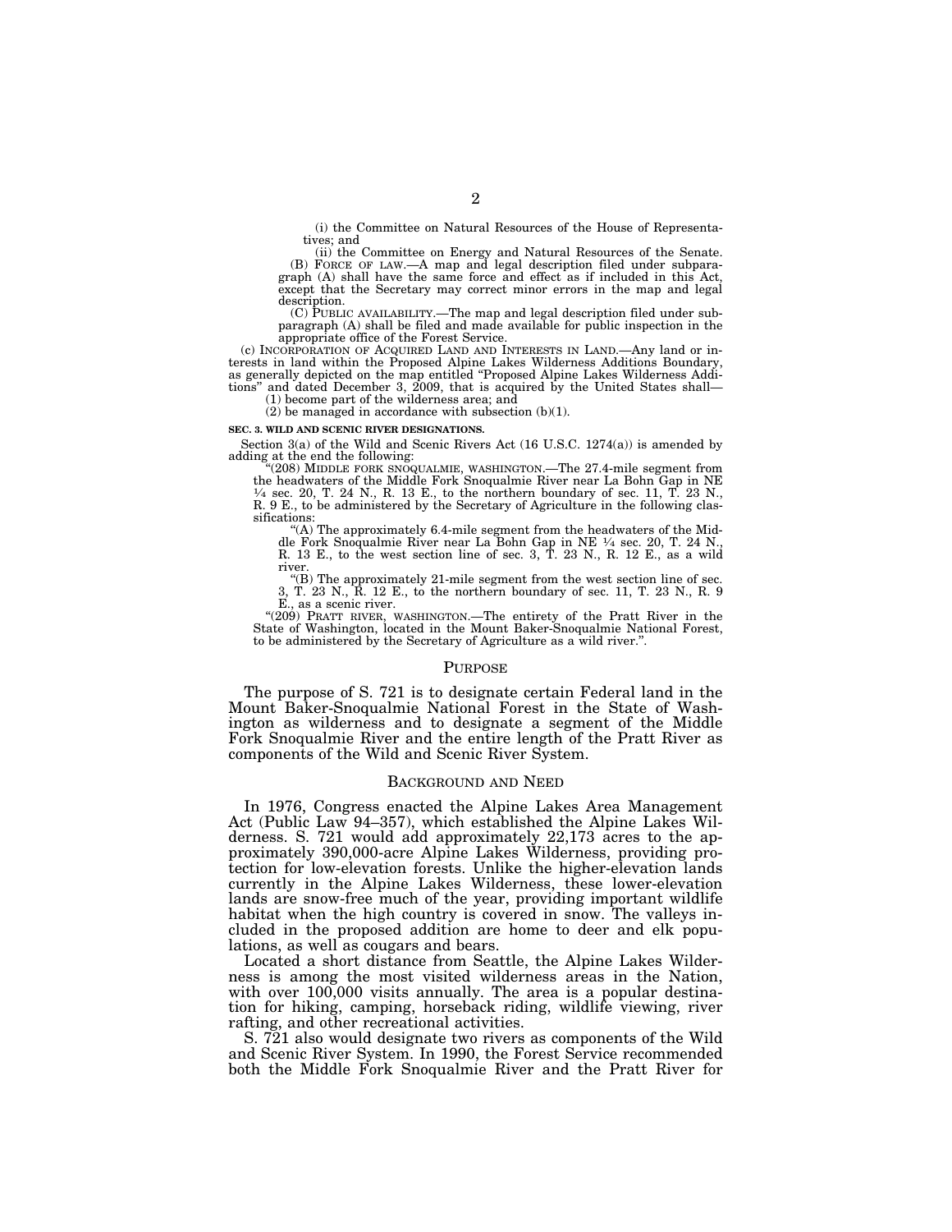(i) the Committee on Natural Resources of the House of Representatives; and

(ii) the Committee on Energy and Natural Resources of the Senate.

(B) FORCE OF LAW.—A map and legal description filed under subparagraph (A) shall have the same force and effect as if included in this Act, except that the Secretary may correct minor errors in the map and legal description.

(C) PUBLIC AVAILABILITY.—The map and legal description filed under subparagraph (A) shall be filed and made available for public inspection in the appropriate office of the Forest Service.

(c) INCORPORATION OF ACQUIRED LAND AND INTERESTS IN LAND.—Any land or interests in land within the Proposed Alpine Lakes Wilderness Additions Boundary, as generally depicted on the map entitled "Proposed Alpine Lakes Wilderness Additions" and dated December 3, 2009, that is acquired by the United States shall—

(1) become part of the wilderness area; and

(2) be managed in accordance with subsection (b)(1).

**SEC. 3. WILD AND SCENIC RIVER DESIGNATIONS.**

Section 3(a) of the Wild and Scenic Rivers Act (16 U.S.C. 1274(a)) is amended by adding at the end the following:

"(208) MIDDLE FORK SNOQUALMIE, WASHINGTON.—The 27.4-mile segment from the headwaters of the Middle Fork Snoqualmie River near La Bohn Gap in NE ¼ sec. 20, T. 24 N., R. 13 E., to the northern boundary of sec. 11, T. 23 N., R. 9 E., to be administered by the Secretary of Agriculture in the following classifications:

"(A) The approximately 6.4-mile segment from the headwaters of the Middle Fork Snoqualmie River near La Bohn Gap in NE ¼ sec. 20, T. 24 N., R. 13 E., to the west section line of sec. 3, T. 23 N., R. 12 E., as a wild river.

"(B) The approximately 21-mile segment from the west section line of sec. 3, T. 23 N., R. 12 E., to the northern boundary of sec. 11, T. 23 N., R. 9 E., as a scenic river.

"(209) PRATT RIVER, WASHINGTON.—The entirety of the Pratt River in the State of Washington, located in the Mount Baker-Snoqualmie National Forest, to be administered by the Secretary of Agriculture as a wild river.".

## PURPOSE

The purpose of S. 721 is to designate certain Federal land in the Mount Baker-Snoqualmie National Forest in the State of Washington as wilderness and to designate a segment of the Middle Fork Snoqualmie River and the entire length of the Pratt River as components of the Wild and Scenic River System.

## BACKGROUND AND NEED

In 1976, Congress enacted the Alpine Lakes Area Management Act (Public Law 94–357), which established the Alpine Lakes Wilderness. S. 721 would add approximately 22,173 acres to the approximately 390,000-acre Alpine Lakes Wilderness, providing protection for low-elevation forests. Unlike the higher-elevation lands currently in the Alpine Lakes Wilderness, these lower-elevation lands are snow-free much of the year, providing important wildlife habitat when the high country is covered in snow. The valleys included in the proposed addition are home to deer and elk populations, as well as cougars and bears.

Located a short distance from Seattle, the Alpine Lakes Wilderness is among the most visited wilderness areas in the Nation, with over 100,000 visits annually. The area is a popular destination for hiking, camping, horseback riding, wildlife viewing, river rafting, and other recreational activities.

S. 721 also would designate two rivers as components of the Wild and Scenic River System. In 1990, the Forest Service recommended both the Middle Fork Snoqualmie River and the Pratt River for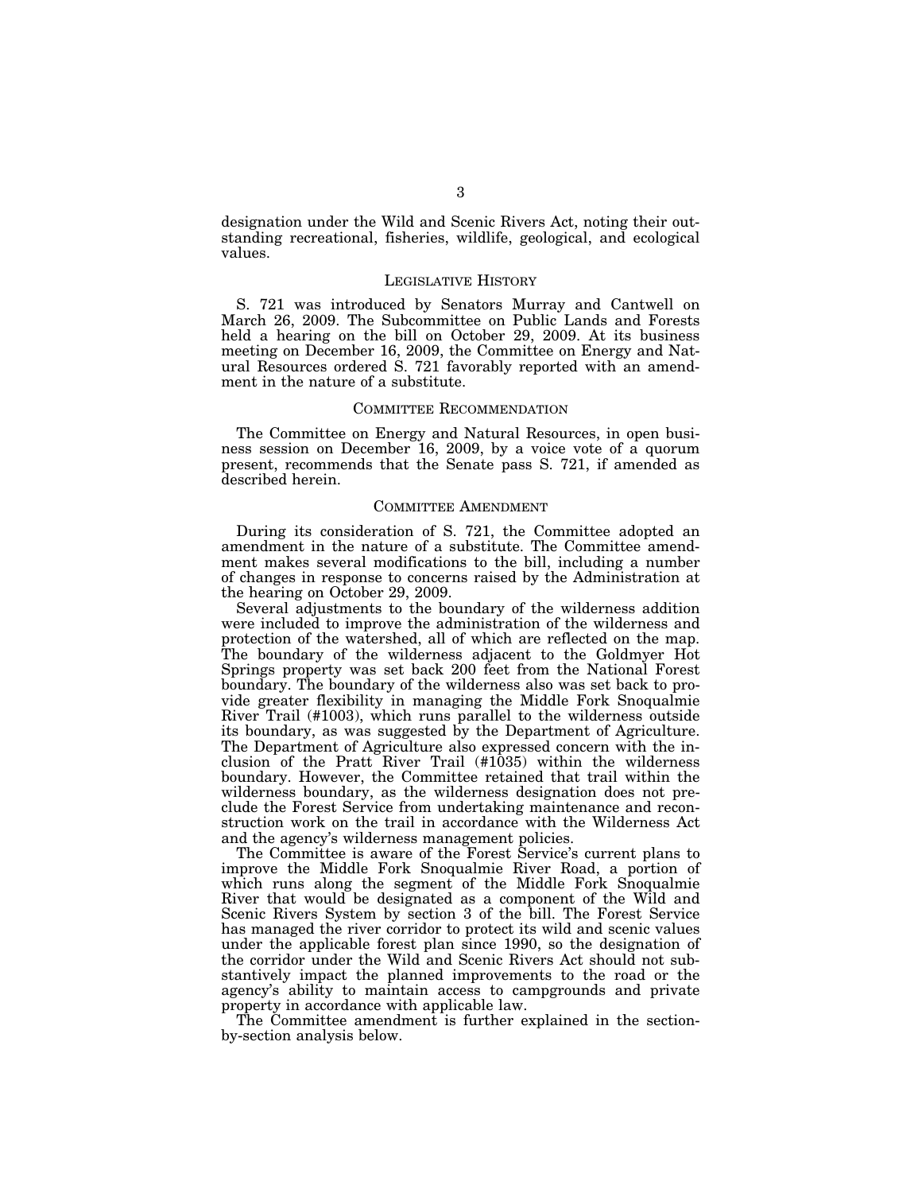designation under the Wild and Scenic Rivers Act, noting their outstanding recreational, fisheries, wildlife, geological, and ecological values.

## LEGISLATIVE HISTORY

S. 721 was introduced by Senators Murray and Cantwell on March 26, 2009. The Subcommittee on Public Lands and Forests held a hearing on the bill on October 29, 2009. At its business meeting on December 16, 2009, the Committee on Energy and Natural Resources ordered S. 721 favorably reported with an amendment in the nature of a substitute.

## COMMITTEE RECOMMENDATION

The Committee on Energy and Natural Resources, in open business session on December 16, 2009, by a voice vote of a quorum present, recommends that the Senate pass S. 721, if amended as described herein.

## COMMITTEE AMENDMENT

During its consideration of S. 721, the Committee adopted an amendment in the nature of a substitute. The Committee amendment makes several modifications to the bill, including a number of changes in response to concerns raised by the Administration at the hearing on October 29, 2009.

Several adjustments to the boundary of the wilderness addition were included to improve the administration of the wilderness and protection of the watershed, all of which are reflected on the map. The boundary of the wilderness adjacent to the Goldmyer Hot Springs property was set back 200 feet from the National Forest boundary. The boundary of the wilderness also was set back to provide greater flexibility in managing the Middle Fork Snoqualmie River Trail (#1003), which runs parallel to the wilderness outside its boundary, as was suggested by the Department of Agriculture. The Department of Agriculture also expressed concern with the inclusion of the Pratt River Trail (#1035) within the wilderness boundary. However, the Committee retained that trail within the wilderness boundary, as the wilderness designation does not preclude the Forest Service from undertaking maintenance and reconstruction work on the trail in accordance with the Wilderness Act and the agency's wilderness management policies.

The Committee is aware of the Forest Service's current plans to improve the Middle Fork Snoqualmie River Road, a portion of which runs along the segment of the Middle Fork Snoqualmie River that would be designated as a component of the Wild and Scenic Rivers System by section 3 of the bill. The Forest Service has managed the river corridor to protect its wild and scenic values under the applicable forest plan since 1990, so the designation of the corridor under the Wild and Scenic Rivers Act should not substantively impact the planned improvements to the road or the agency's ability to maintain access to campgrounds and private property in accordance with applicable law.

The Committee amendment is further explained in the section-by-section analysis below.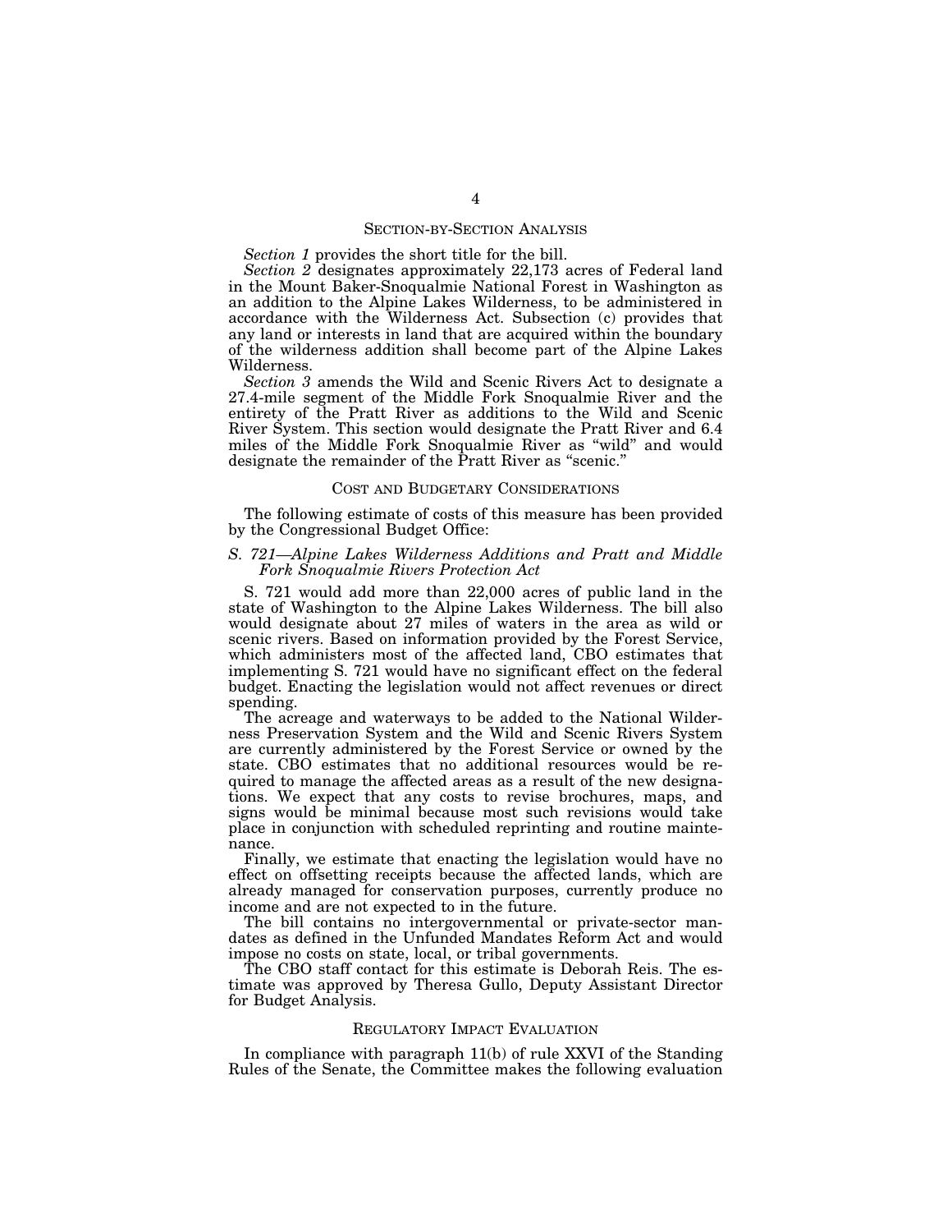## SECTION-BY-SECTION ANALYSIS

*Section 1* provides the short title for the bill.

*Section 2* designates approximately 22,173 acres of Federal land in the Mount Baker-Snoqualmie National Forest in Washington as an addition to the Alpine Lakes Wilderness, to be administered in accordance with the Wilderness Act. Subsection (c) provides that any land or interests in land that are acquired within the boundary of the wilderness addition shall become part of the Alpine Lakes Wilderness.

*Section 3* amends the Wild and Scenic Rivers Act to designate a 27.4-mile segment of the Middle Fork Snoqualmie River and the entirety of the Pratt River as additions to the Wild and Scenic River System. This section would designate the Pratt River and 6.4 miles of the Middle Fork Snoqualmie River as "wild" and would designate the remainder of the Pratt River as "scenic."

## COST AND BUDGETARY CONSIDERATIONS

The following estimate of costs of this measure has been provided by the Congressional Budget Office:

### *S. 721—Alpine Lakes Wilderness Additions and Pratt and Middle Fork Snoqualmie Rivers Protection Act*

S. 721 would add more than 22,000 acres of public land in the state of Washington to the Alpine Lakes Wilderness. The bill also would designate about 27 miles of waters in the area as wild or scenic rivers. Based on information provided by the Forest Service, which administers most of the affected land, CBO estimates that implementing S. 721 would have no significant effect on the federal budget. Enacting the legislation would not affect revenues or direct spending.

The acreage and waterways to be added to the National Wilderness Preservation System and the Wild and Scenic Rivers System are currently administered by the Forest Service or owned by the state. CBO estimates that no additional resources would be required to manage the affected areas as a result of the new designations. We expect that any costs to revise brochures, maps, and signs would be minimal because most such revisions would take place in conjunction with scheduled reprinting and routine maintenance.

Finally, we estimate that enacting the legislation would have no effect on offsetting receipts because the affected lands, which are already managed for conservation purposes, currently produce no income and are not expected to in the future.

The bill contains no intergovernmental or private-sector mandates as defined in the Unfunded Mandates Reform Act and would impose no costs on state, local, or tribal governments.

The CBO staff contact for this estimate is Deborah Reis. The estimate was approved by Theresa Gullo, Deputy Assistant Director for Budget Analysis.

## REGULATORY IMPACT EVALUATION

In compliance with paragraph 11(b) of rule XXVI of the Standing Rules of the Senate, the Committee makes the following evaluation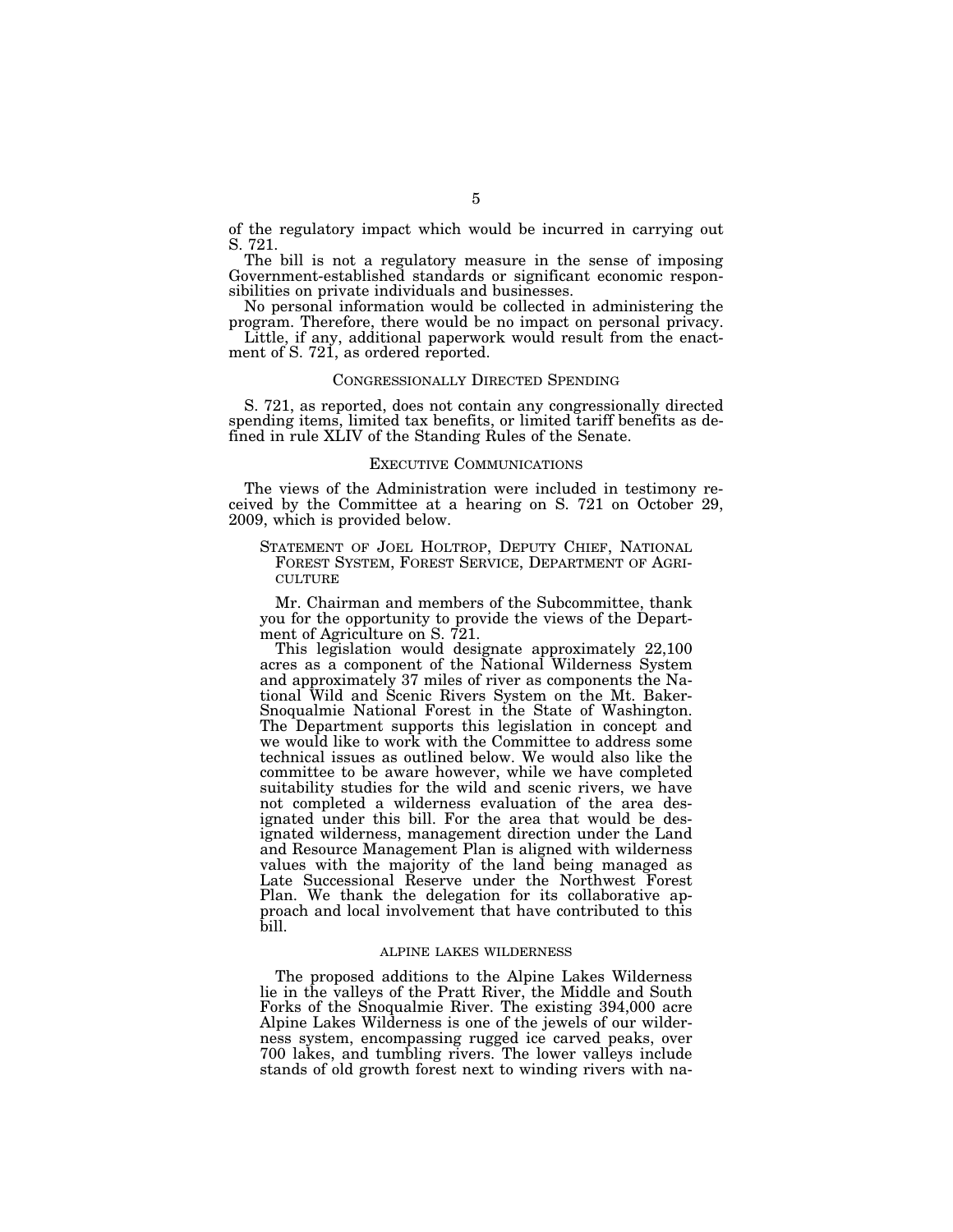of the regulatory impact which would be incurred in carrying out S. 721.

The bill is not a regulatory measure in the sense of imposing Government-established standards or significant economic responsibilities on private individuals and businesses.

No personal information would be collected in administering the program. Therefore, there would be no impact on personal privacy.

Little, if any, additional paperwork would result from the enactment of S. 721, as ordered reported.

## CONGRESSIONALLY DIRECTED SPENDING

S. 721, as reported, does not contain any congressionally directed spending items, limited tax benefits, or limited tariff benefits as defined in rule XLIV of the Standing Rules of the Senate.

## EXECUTIVE COMMUNICATIONS

The views of the Administration were included in testimony received by the Committee at a hearing on S. 721 on October 29, 2009, which is provided below.

### STATEMENT OF JOEL HOLTROP, DEPUTY CHIEF, NATIONAL FOREST SYSTEM, FOREST SERVICE, DEPARTMENT OF AGRICULTURE

Mr. Chairman and members of the Subcommittee, thank you for the opportunity to provide the views of the Department of Agriculture on S. 721.

This legislation would designate approximately 22,100 acres as a component of the National Wilderness System and approximately 37 miles of river as components the National Wild and Scenic Rivers System on the Mt. Baker-Snoqualmie National Forest in the State of Washington. The Department supports this legislation in concept and we would like to work with the Committee to address some technical issues as outlined below. We would also like the committee to be aware however, while we have completed suitability studies for the wild and scenic rivers, we have not completed a wilderness evaluation of the area designated under this bill. For the area that would be designated wilderness, management direction under the Land and Resource Management Plan is aligned with wilderness values with the majority of the land being managed as Late Successional Reserve under the Northwest Forest Plan. We thank the delegation for its collaborative approach and local involvement that have contributed to this bill.

#### ALPINE LAKES WILDERNESS

The proposed additions to the Alpine Lakes Wilderness lie in the valleys of the Pratt River, the Middle and South Forks of the Snoqualmie River. The existing 394,000 acre Alpine Lakes Wilderness is one of the jewels of our wilderness system, encompassing rugged ice carved peaks, over 700 lakes, and tumbling rivers. The lower valleys include stands of old growth forest next to winding rivers with na-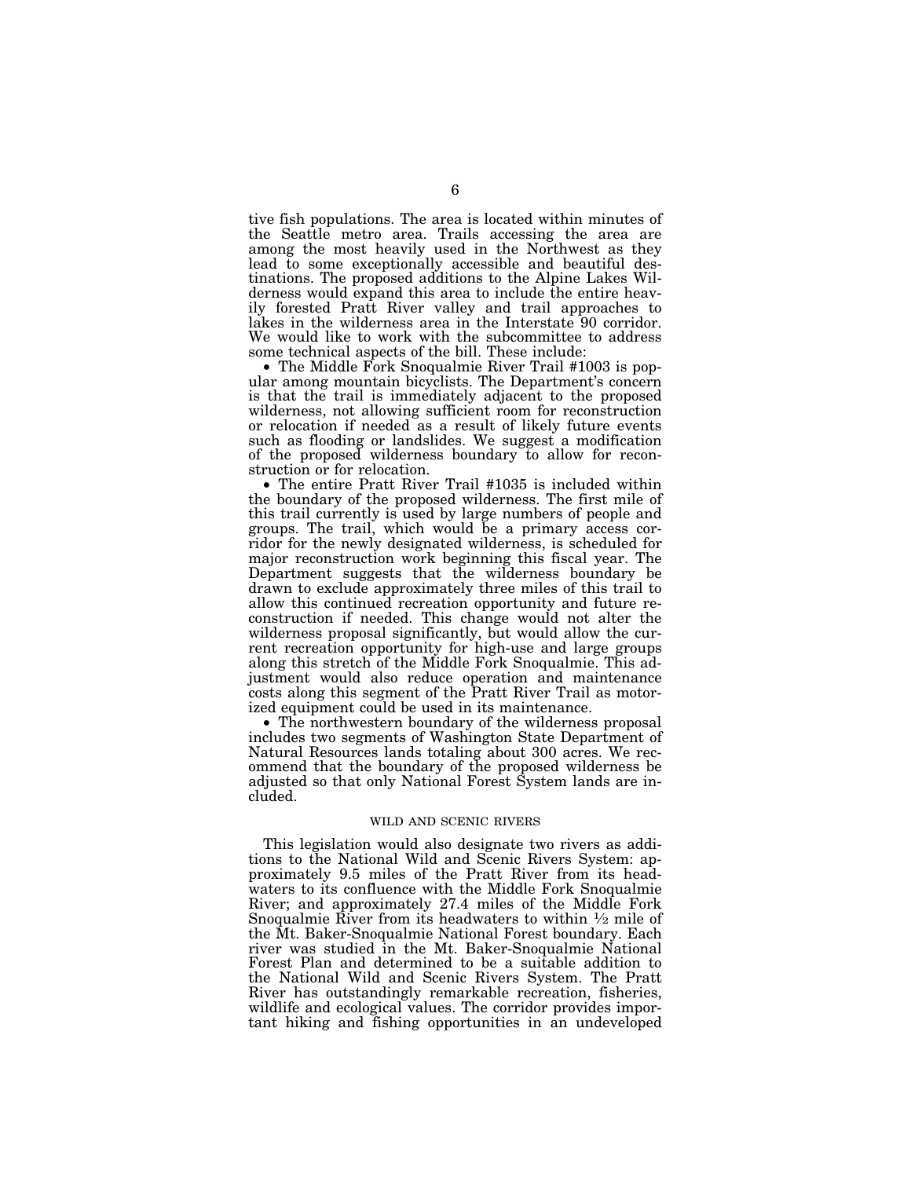tive fish populations. The area is located within minutes of the Seattle metro area. Trails accessing the area are among the most heavily used in the Northwest as they lead to some exceptionally accessible and beautiful destinations. The proposed additions to the Alpine Lakes Wilderness would expand this area to include the entire heavily forested Pratt River valley and trail approaches to lakes in the wilderness area in the Interstate 90 corridor. We would like to work with the subcommittee to address some technical aspects of the bill. These include:

- The Middle Fork Snoqualmie River Trail #1003 is popular among mountain bicyclists. The Department's concern is that the trail is immediately adjacent to the proposed wilderness, not allowing sufficient room for reconstruction or relocation if needed as a result of likely future events such as flooding or landslides. We suggest a modification of the proposed wilderness boundary to allow for reconstruction or for relocation.
- The entire Pratt River Trail #1035 is included within the boundary of the proposed wilderness. The first mile of this trail currently is used by large numbers of people and groups. The trail, which would be a primary access corridor for the newly designated wilderness, is scheduled for major reconstruction work beginning this fiscal year. The Department suggests that the wilderness boundary be drawn to exclude approximately three miles of this trail to allow this continued recreation opportunity and future reconstruction if needed. This change would not alter the wilderness proposal significantly, but would allow the current recreation opportunity for high-use and large groups along this stretch of the Middle Fork Snoqualmie. This adjustment would also reduce operation and maintenance costs along this segment of the Pratt River Trail as motorized equipment could be used in its maintenance.
- The northwestern boundary of the wilderness proposal includes two segments of Washington State Department of Natural Resources lands totaling about 300 acres. We recommend that the boundary of the proposed wilderness be adjusted so that only National Forest System lands are included.

### WILD AND SCENIC RIVERS

This legislation would also designate two rivers as additions to the National Wild and Scenic Rivers System: approximately 9.5 miles of the Pratt River from its headwaters to its confluence with the Middle Fork Snoqualmie River; and approximately 27.4 miles of the Middle Fork Snoqualmie River from its headwaters to within ½ mile of the Mt. Baker-Snoqualmie National Forest boundary. Each river was studied in the Mt. Baker-Snoqualmie National Forest Plan and determined to be a suitable addition to the National Wild and Scenic Rivers System. The Pratt River has outstandingly remarkable recreation, fisheries, wildlife and ecological values. The corridor provides important hiking and fishing opportunities in an undeveloped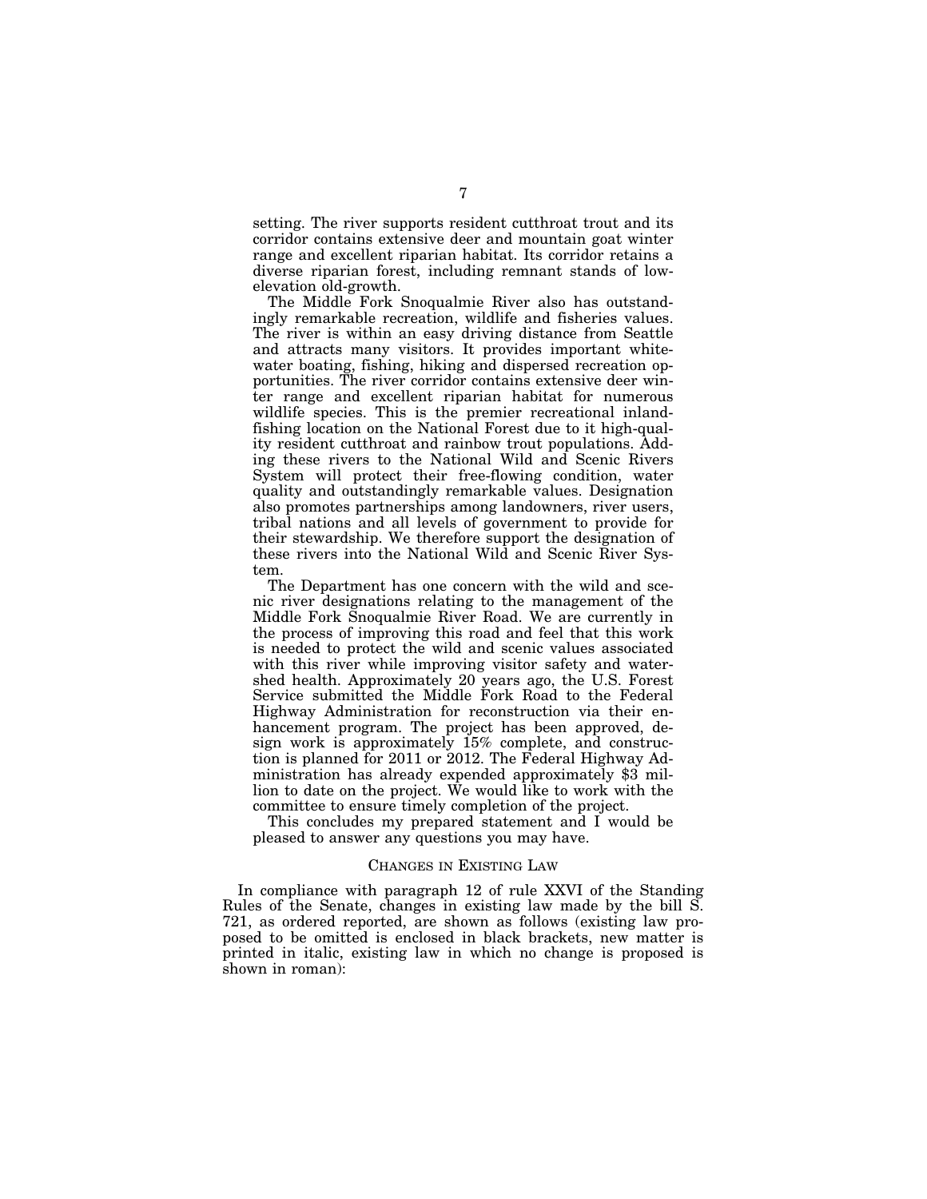setting. The river supports resident cutthroat trout and its corridor contains extensive deer and mountain goat winter range and excellent riparian habitat. Its corridor retains a diverse riparian forest, including remnant stands of low-elevation old-growth.

The Middle Fork Snoqualmie River also has outstandingly remarkable recreation, wildlife and fisheries values. The river is within an easy driving distance from Seattle and attracts many visitors. It provides important white-water boating, fishing, hiking and dispersed recreation opportunities. The river corridor contains extensive deer winter range and excellent riparian habitat for numerous wildlife species. This is the premier recreational inland-fishing location on the National Forest due to it high-quality resident cutthroat and rainbow trout populations. Adding these rivers to the National Wild and Scenic Rivers System will protect their free-flowing condition, water quality and outstandingly remarkable values. Designation also promotes partnerships among landowners, river users, tribal nations and all levels of government to provide for their stewardship. We therefore support the designation of these rivers into the National Wild and Scenic River System.

The Department has one concern with the wild and scenic river designations relating to the management of the Middle Fork Snoqualmie River Road. We are currently in the process of improving this road and feel that this work is needed to protect the wild and scenic values associated with this river while improving visitor safety and watershed health. Approximately 20 years ago, the U.S. Forest Service submitted the Middle Fork Road to the Federal Highway Administration for reconstruction via their enhancement program. The project has been approved, design work is approximately 15% complete, and construction is planned for 2011 or 2012. The Federal Highway Administration has already expended approximately $3 million to date on the project. We would like to work with the committee to ensure timely completion of the project.

This concludes my prepared statement and I would be pleased to answer any questions you may have.

## CHANGES IN EXISTING LAW

In compliance with paragraph 12 of rule XXVI of the Standing Rules of the Senate, changes in existing law made by the bill S. 721, as ordered reported, are shown as follows (existing law proposed to be omitted is enclosed in black brackets, new matter is printed in italic, existing law in which no change is proposed is shown in roman):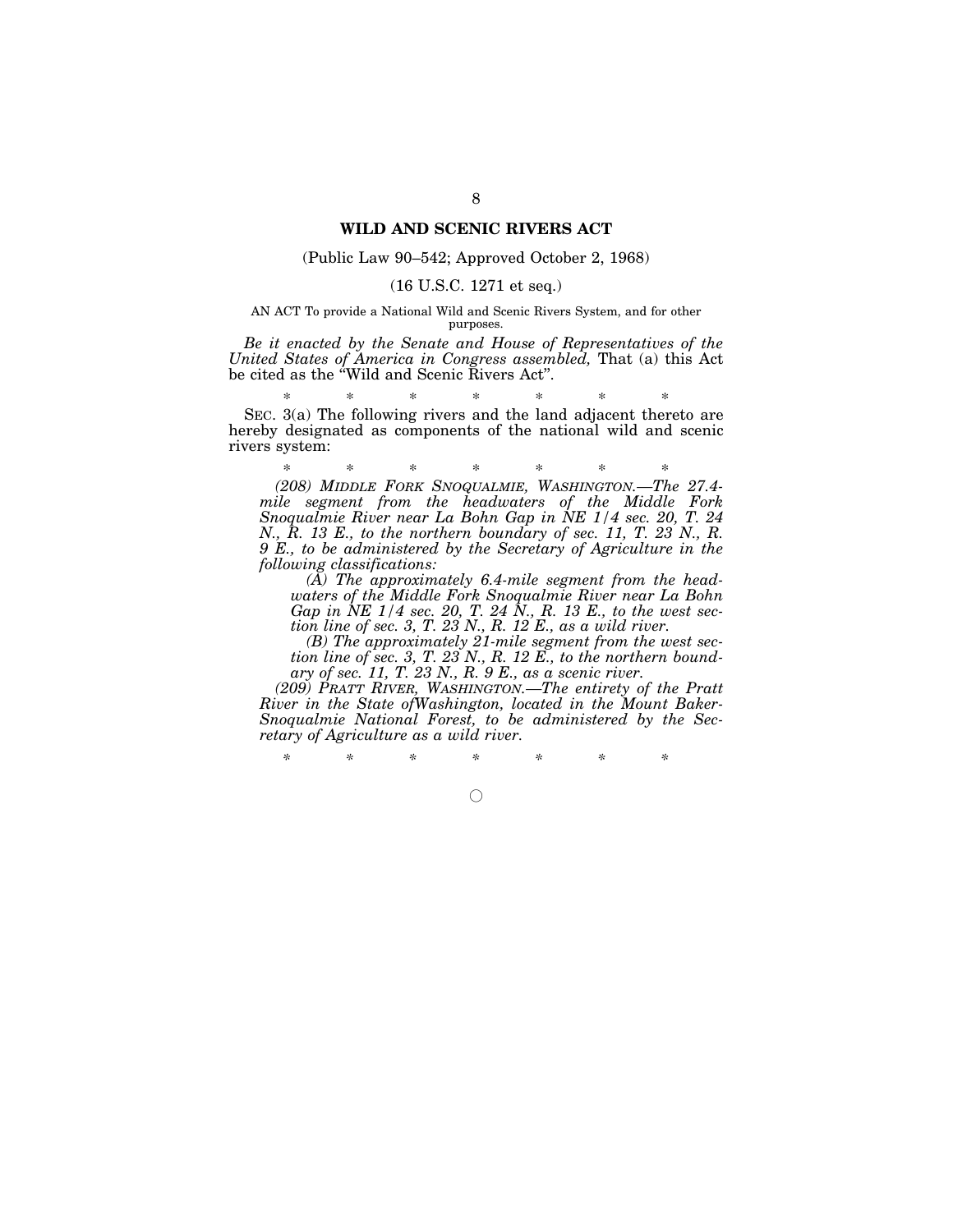## WILD AND SCENIC RIVERS ACT

(Public Law 90–542; Approved October 2, 1968)

(16 U.S.C. 1271 et seq.)

AN ACT To provide a National Wild and Scenic Rivers System, and for other purposes.

*Be it enacted by the Senate and House of Representatives of the United States of America in Congress assembled,* That (a) this Act be cited as the "Wild and Scenic Rivers Act".

\* \* \* \* \* \* \*

SEC. 3(a) The following rivers and the land adjacent thereto are hereby designated as components of the national wild and scenic rivers system:

\* \* \* \* \* \* \*

*(208) MIDDLE FORK SNOQUALMIE, WASHINGTON.—The 27.4-mile segment from the headwaters of the Middle Fork Snoqualmie River near La Bohn Gap in NE 1/4 sec. 20, T. 24 N., R. 13 E., to the northern boundary of sec. 11, T. 23 N., R. 9 E., to be administered by the Secretary of Agriculture in the following classifications:*

*(A) The approximately 6.4-mile segment from the headwaters of the Middle Fork Snoqualmie River near La Bohn Gap in NE 1/4 sec. 20, T. 24 N., R. 13 E., to the west section line of sec. 3, T. 23 N., R. 12 E., as a wild river.*

*(B) The approximately 21-mile segment from the west section line of sec. 3, T. 23 N., R. 12 E., to the northern boundary of sec. 11, T. 23 N., R. 9 E., as a scenic river.*

*(209) PRATT RIVER, WASHINGTON.—The entirety of the Pratt River in the State ofWashington, located in the Mount Baker-Snoqualmie National Forest, to be administered by the Secretary of Agriculture as a wild river.*

\* \* \* \* \* \* \*